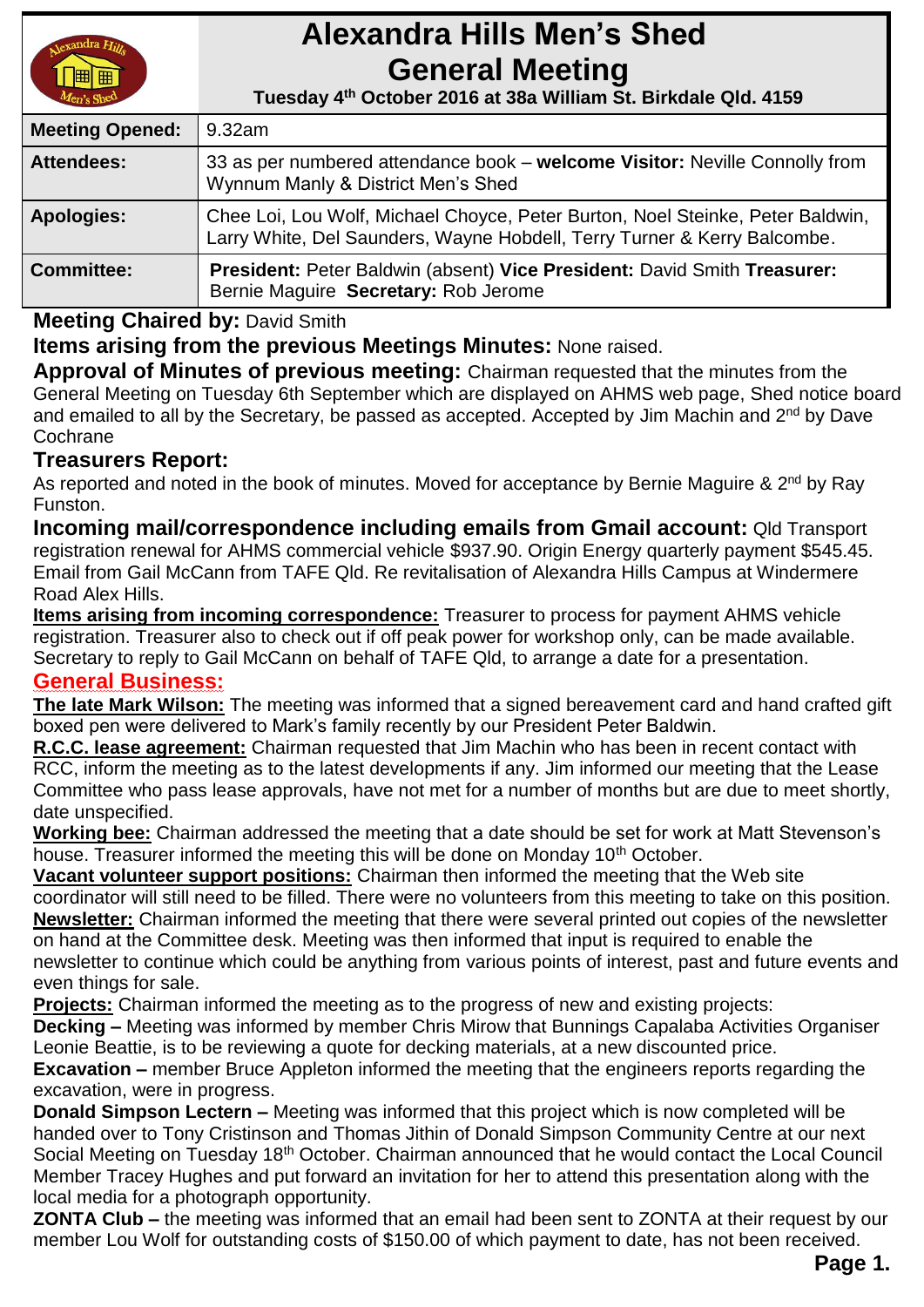# Alexandra Hills Men's Shed
# General Meeting

**Tuesday 4th October 2016 at 38a William St. Birkdale Qld. 4159**

| **Meeting Opened:** | 9.32am |
|---|---|
| **Attendees:** | 33 as per numbered attendance book – **welcome Visitor:** Neville Connolly from Wynnum Manly & District Men's Shed |
| **Apologies:** | Chee Loi, Lou Wolf, Michael Choyce, Peter Burton, Noel Steinke, Peter Baldwin, Larry White, Del Saunders, Wayne Hobdell, Terry Turner & Kerry Balcombe. |
| **Committee:** | **President:** Peter Baldwin (absent) **Vice President:** David Smith **Treasurer:** Bernie Maguire **Secretary:** Rob Jerome |

**Meeting Chaired by:** David Smith

**Items arising from the previous Meetings Minutes:** None raised.

**Approval of Minutes of previous meeting:** Chairman requested that the minutes from the General Meeting on Tuesday 6th September which are displayed on AHMS web page, Shed notice board and emailed to all by the Secretary, be passed as accepted. Accepted by Jim Machin and 2nd by Dave Cochrane

**Treasurers Report:**

As reported and noted in the book of minutes. Moved for acceptance by Bernie Maguire & 2nd by Ray Funston.

**Incoming mail/correspondence including emails from Gmail account:** Qld Transport registration renewal for AHMS commercial vehicle $937.90. Origin Energy quarterly payment $545.45. Email from Gail McCann from TAFE Qld. Re revitalisation of Alexandra Hills Campus at Windermere Road Alex Hills.

**Items arising from incoming correspondence:** Treasurer to process for payment AHMS vehicle registration. Treasurer also to check out if off peak power for workshop only, can be made available. Secretary to reply to Gail McCann on behalf of TAFE Qld, to arrange a date for a presentation.

## General Business:

**The late Mark Wilson:** The meeting was informed that a signed bereavement card and hand crafted gift boxed pen were delivered to Mark's family recently by our President Peter Baldwin.

**R.C.C. lease agreement:** Chairman requested that Jim Machin who has been in recent contact with RCC, inform the meeting as to the latest developments if any. Jim informed our meeting that the Lease Committee who pass lease approvals, have not met for a number of months but are due to meet shortly, date unspecified.

**Working bee:** Chairman addressed the meeting that a date should be set for work at Matt Stevenson's house. Treasurer informed the meeting this will be done on Monday 10th October.

**Vacant volunteer support positions:** Chairman then informed the meeting that the Web site coordinator will still need to be filled. There were no volunteers from this meeting to take on this position.

**Newsletter:** Chairman informed the meeting that there were several printed out copies of the newsletter on hand at the Committee desk. Meeting was then informed that input is required to enable the newsletter to continue which could be anything from various points of interest, past and future events and even things for sale.

**Projects:** Chairman informed the meeting as to the progress of new and existing projects:

**Decking –** Meeting was informed by member Chris Mirow that Bunnings Capalaba Activities Organiser Leonie Beattie, is to be reviewing a quote for decking materials, at a new discounted price.

**Excavation –** member Bruce Appleton informed the meeting that the engineers reports regarding the excavation, were in progress.

**Donald Simpson Lectern –** Meeting was informed that this project which is now completed will be handed over to Tony Cristinson and Thomas Jithin of Donald Simpson Community Centre at our next Social Meeting on Tuesday 18th October. Chairman announced that he would contact the Local Council Member Tracey Hughes and put forward an invitation for her to attend this presentation along with the local media for a photograph opportunity.

**ZONTA Club –** the meeting was informed that an email had been sent to ZONTA at their request by our member Lou Wolf for outstanding costs of $150.00 of which payment to date, has not been received.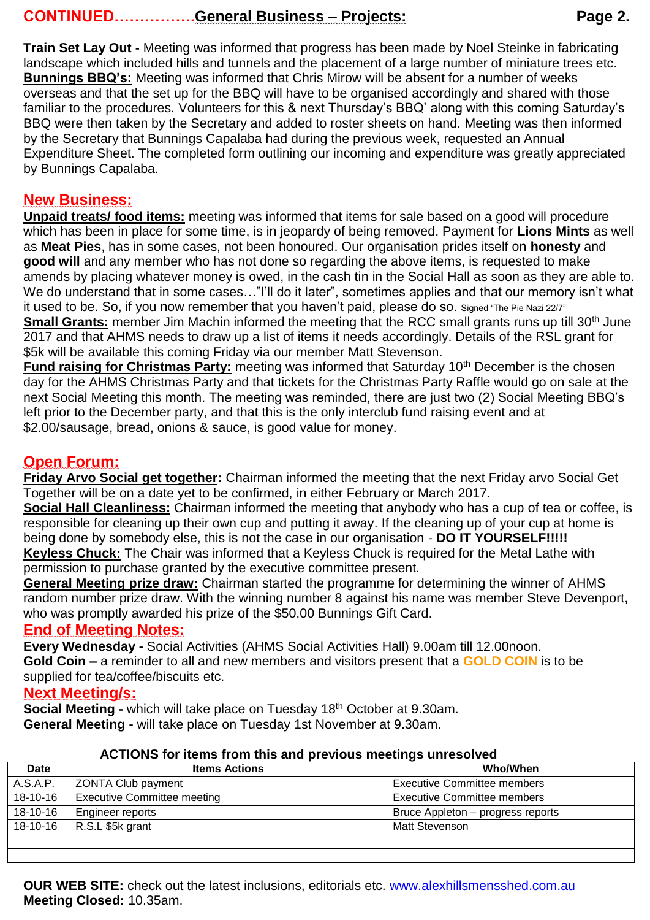## CONTINUED……………General Business – Projects:

**Train Set Lay Out -** Meeting was informed that progress has been made by Noel Steinke in fabricating landscape which included hills and tunnels and the placement of a large number of miniature trees etc.
**Bunnings BBQ's:** Meeting was informed that Chris Mirow will be absent for a number of weeks overseas and that the set up for the BBQ will have to be organised accordingly and shared with those familiar to the procedures. Volunteers for this & next Thursday's BBQ' along with this coming Saturday's BBQ were then taken by the Secretary and added to roster sheets on hand. Meeting was then informed by the Secretary that Bunnings Capalaba had during the previous week, requested an Annual Expenditure Sheet. The completed form outlining our incoming and expenditure was greatly appreciated by Bunnings Capalaba.

## New Business:

**Unpaid treats/ food items:** meeting was informed that items for sale based on a good will procedure which has been in place for some time, is in jeopardy of being removed. Payment for **Lions Mints** as well as **Meat Pies**, has in some cases, not been honoured. Our organisation prides itself on **honesty** and **good will** and any member who has not done so regarding the above items, is requested to make amends by placing whatever money is owed, in the cash tin in the Social Hall as soon as they are able to. We do understand that in some cases…"I'll do it later", sometimes applies and that our memory isn't what it used to be. So, if you now remember that you haven't paid, please do so. Signed "The Pie Nazi 22/7"
**Small Grants:** member Jim Machin informed the meeting that the RCC small grants runs up till 30th June 2017 and that AHMS needs to draw up a list of items it needs accordingly. Details of the RSL grant for $5k will be available this coming Friday via our member Matt Stevenson.
**Fund raising for Christmas Party:** meeting was informed that Saturday 10th December is the chosen day for the AHMS Christmas Party and that tickets for the Christmas Party Raffle would go on sale at the next Social Meeting this month. The meeting was reminded, there are just two (2) Social Meeting BBQ's left prior to the December party, and that this is the only interclub fund raising event and at $2.00/sausage, bread, onions & sauce, is good value for money.

## Open Forum:

**Friday Arvo Social get together:** Chairman informed the meeting that the next Friday arvo Social Get Together will be on a date yet to be confirmed, in either February or March 2017.
**Social Hall Cleanliness:** Chairman informed the meeting that anybody who has a cup of tea or coffee, is responsible for cleaning up their own cup and putting it away. If the cleaning up of your cup at home is being done by somebody else, this is not the case in our organisation - **DO IT YOURSELF!!!!!**
**Keyless Chuck:** The Chair was informed that a Keyless Chuck is required for the Metal Lathe with permission to purchase granted by the executive committee present.
**General Meeting prize draw:** Chairman started the programme for determining the winner of AHMS random number prize draw. With the winning number 8 against his name was member Steve Devenport, who was promptly awarded his prize of the $50.00 Bunnings Gift Card.

## End of Meeting Notes:

**Every Wednesday -** Social Activities (AHMS Social Activities Hall) 9.00am till 12.00noon.
**Gold Coin –** a reminder to all and new members and visitors present that a **GOLD COIN** is to be supplied for tea/coffee/biscuits etc.

## Next Meeting/s:

**Social Meeting -** which will take place on Tuesday 18th October at 9.30am.
**General Meeting -** will take place on Tuesday 1st November at 9.30am.

**ACTIONS for items from this and previous meetings unresolved**

| Date | Items Actions | Who/When |
|---|---|---|
| A.S.A.P. | ZONTA Club payment | Executive Committee members |
| 18-10-16 | Executive Committee meeting | Executive Committee members |
| 18-10-16 | Engineer reports | Bruce Appleton – progress reports |
| 18-10-16 | R.S.L $5k grant | Matt Stevenson |
| | | |
| | | |

**OUR WEB SITE:** check out the latest inclusions, editorials etc. www.alexhillsmensshed.com.au
**Meeting Closed:** 10.35am.